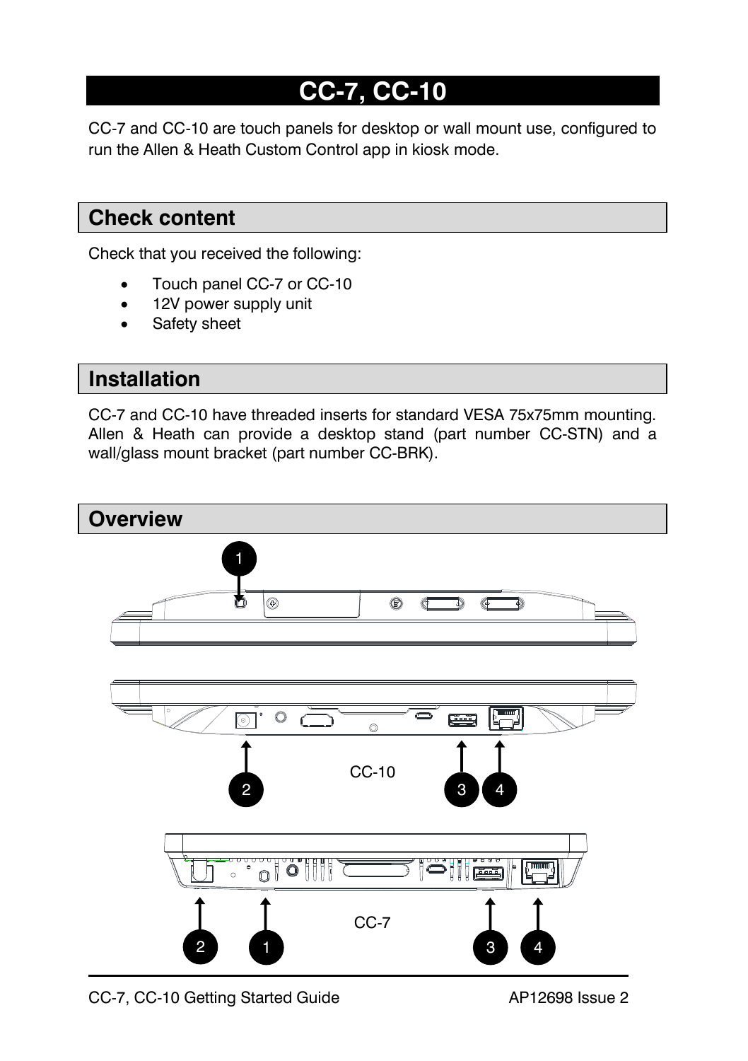# CC-7, CC-10

CC-7 and CC-10 are touch panels for desktop or wall mount use, configured to run the Allen & Heath Custom Control app in kiosk mode.

## Check content

Check that you received the following:

- Touch panel CC-7 or CC-10
- 12V power supply unit
- Safety sheet

## Installation

CC-7 and CC-10 have threaded inserts for standard VESA 75x75mm mounting. Allen & Heath can provide a desktop stand (part number CC-STN) and a wall/glass mount bracket (part number CC-BRK).

## Overview

1

CC-10

2 3 4

CC-7

2 1 3 4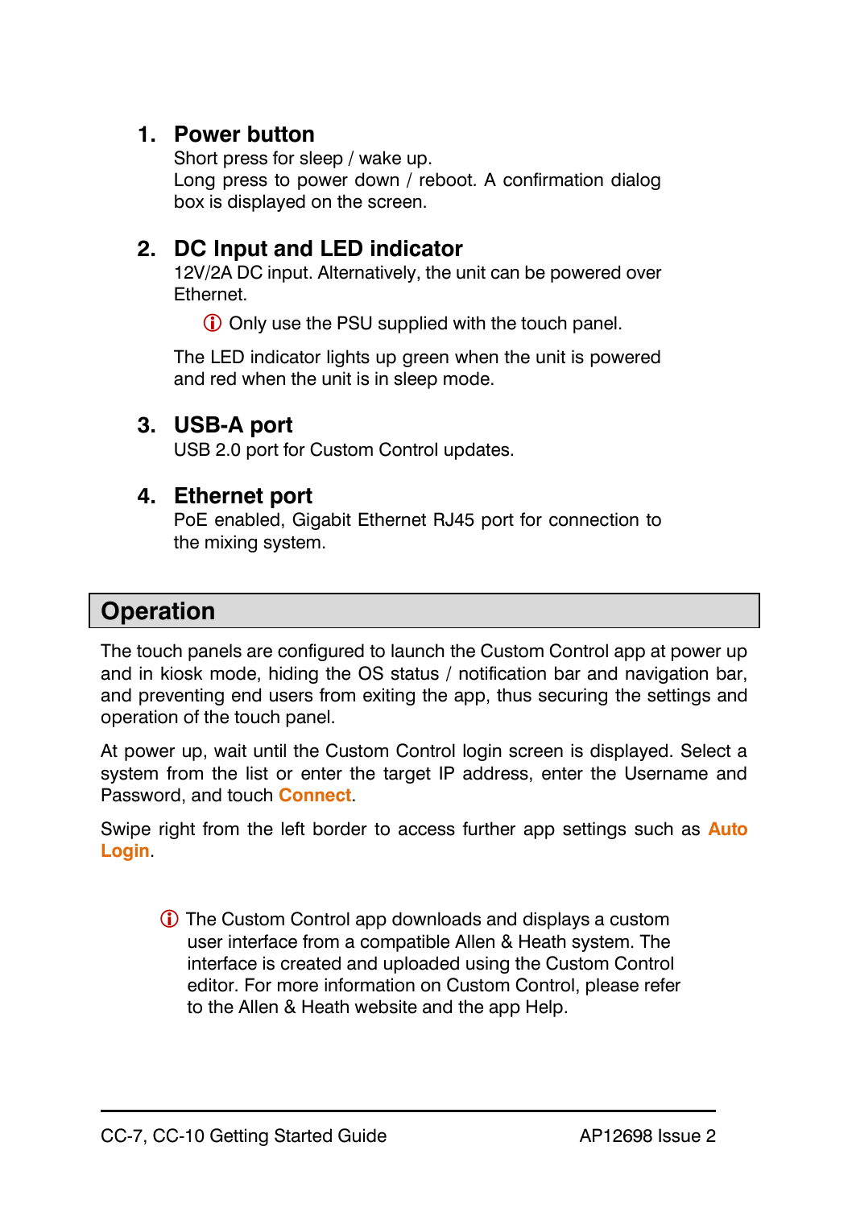### 1. Power button

Short press for sleep / wake up.
Long press to power down / reboot. A confirmation dialog box is displayed on the screen.

### 2. DC Input and LED indicator

12V/2A DC input. Alternatively, the unit can be powered over Ethernet.

> ⓘ Only use the PSU supplied with the touch panel.

The LED indicator lights up green when the unit is powered and red when the unit is in sleep mode.

### 3. USB-A port

USB 2.0 port for Custom Control updates.

### 4. Ethernet port

PoE enabled, Gigabit Ethernet RJ45 port for connection to the mixing system.

## Operation

The touch panels are configured to launch the Custom Control app at power up and in kiosk mode, hiding the OS status / notification bar and navigation bar, and preventing end users from exiting the app, thus securing the settings and operation of the touch panel.

At power up, wait until the Custom Control login screen is displayed. Select a system from the list or enter the target IP address, enter the Username and Password, and touch **Connect**.

Swipe right from the left border to access further app settings such as **Auto Login**.

> ⓘ The Custom Control app downloads and displays a custom user interface from a compatible Allen & Heath system. The interface is created and uploaded using the Custom Control editor. For more information on Custom Control, please refer to the Allen & Heath website and the app Help.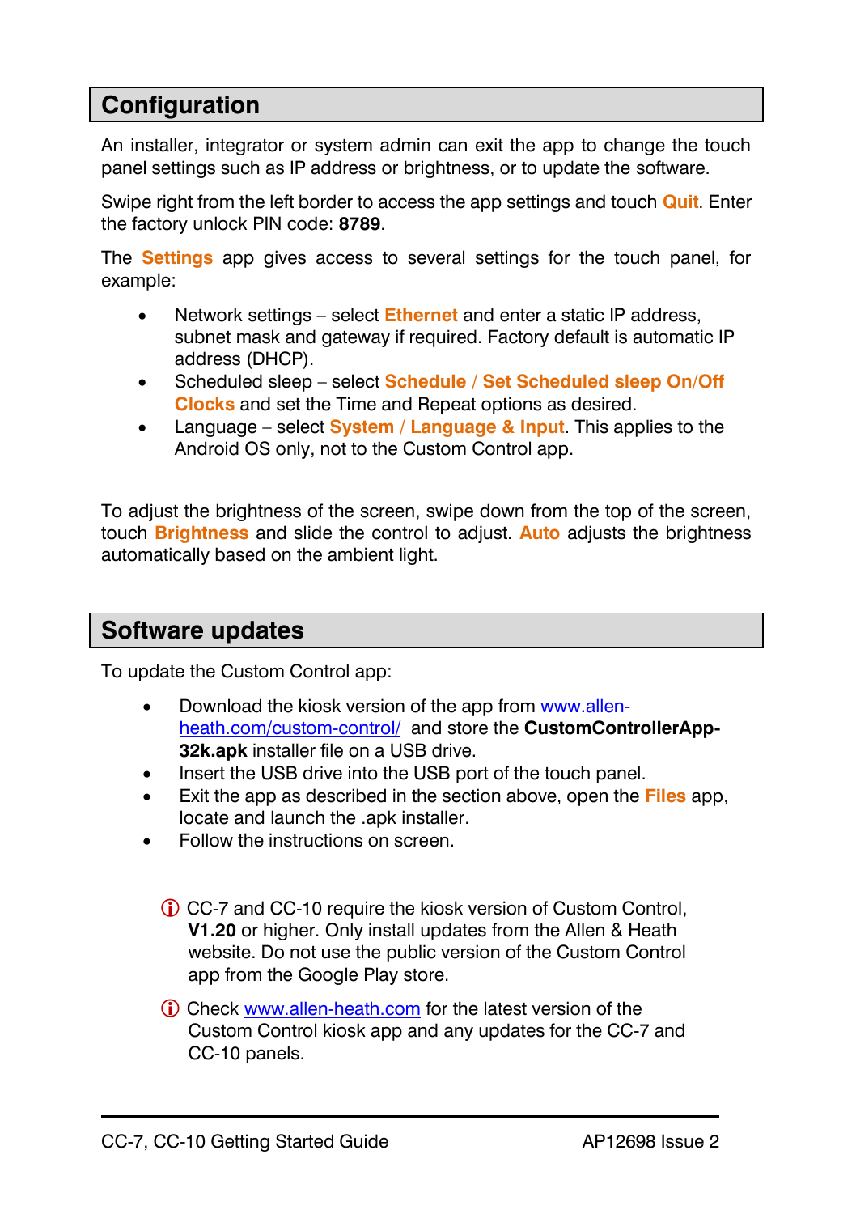## Configuration

An installer, integrator or system admin can exit the app to change the touch panel settings such as IP address or brightness, or to update the software.

Swipe right from the left border to access the app settings and touch **Quit**. Enter the factory unlock PIN code: **8789**.

The **Settings** app gives access to several settings for the touch panel, for example:

- Network settings – select **Ethernet** and enter a static IP address, subnet mask and gateway if required. Factory default is automatic IP address (DHCP).
- Scheduled sleep – select **Schedule / Set Scheduled sleep On/Off Clocks** and set the Time and Repeat options as desired.
- Language – select **System / Language & Input**. This applies to the Android OS only, not to the Custom Control app.

To adjust the brightness of the screen, swipe down from the top of the screen, touch **Brightness** and slide the control to adjust. **Auto** adjusts the brightness automatically based on the ambient light.

## Software updates

To update the Custom Control app:

- Download the kiosk version of the app from [www.allen-heath.com/custom-control/](www.allen-heath.com/custom-control/) and store the **CustomControllerApp-32k.apk** installer file on a USB drive.
- Insert the USB drive into the USB port of the touch panel.
- Exit the app as described in the section above, open the **Files** app, locate and launch the .apk installer.
- Follow the instructions on screen.

ⓘ CC-7 and CC-10 require the kiosk version of Custom Control, **V1.20** or higher. Only install updates from the Allen & Heath website. Do not use the public version of the Custom Control app from the Google Play store.

ⓘ Check [www.allen-heath.com](www.allen-heath.com) for the latest version of the Custom Control kiosk app and any updates for the CC-7 and CC-10 panels.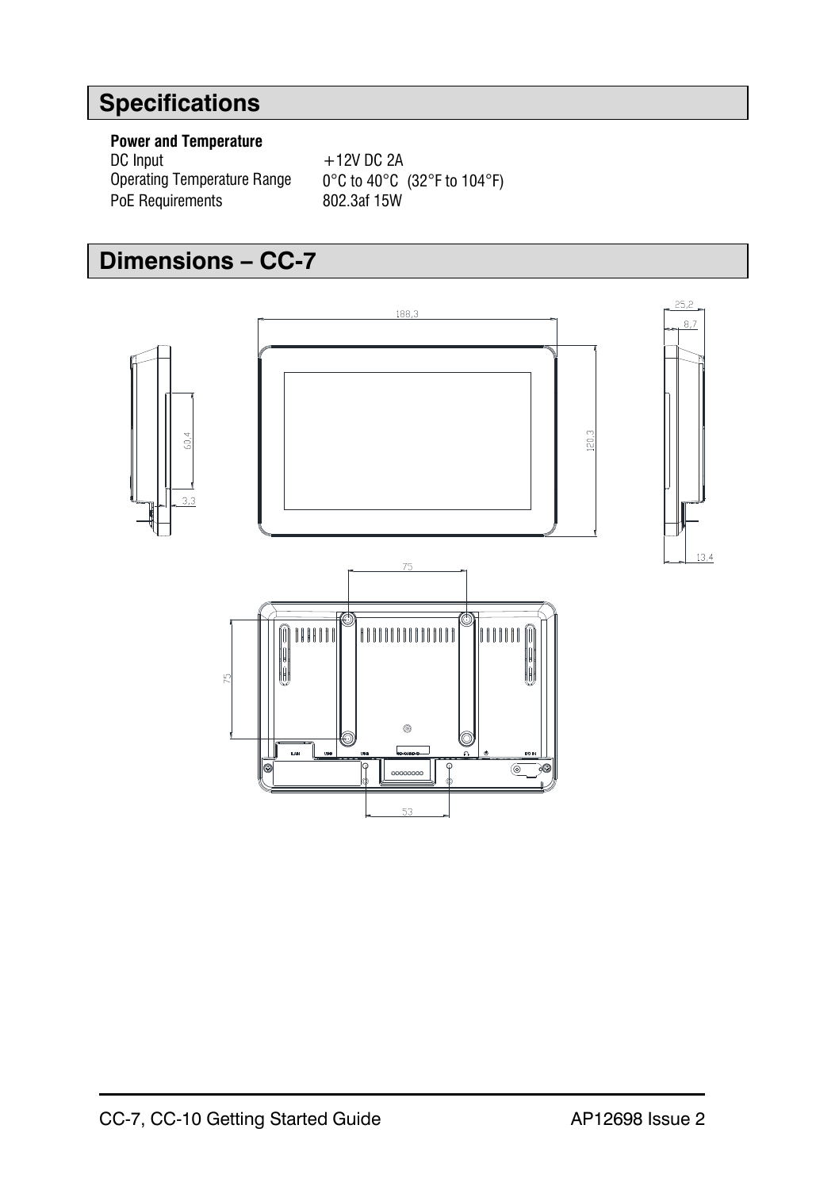## Specifications

**Power and Temperature**

| | |
|---|---|
| DC Input | +12V DC 2A |
| Operating Temperature Range | 0°C to 40°C (32°F to 104°F) |
| PoE Requirements | 802.3af 15W |

## Dimensions – CC-7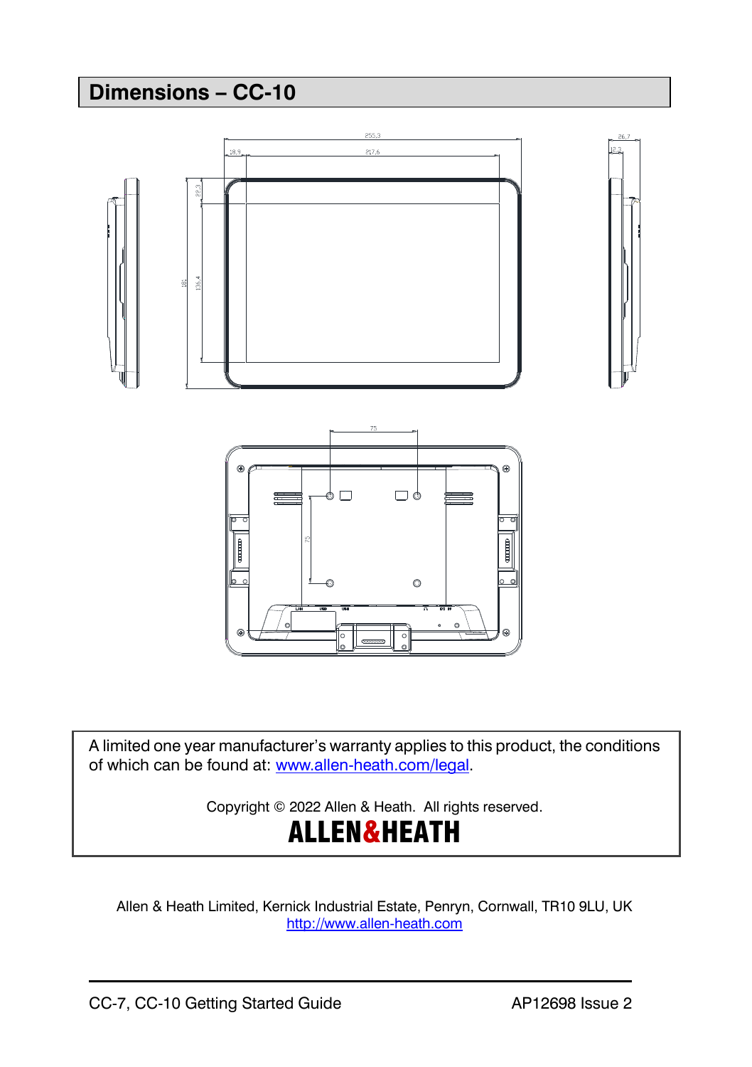## Dimensions – CC-10

255.3

18.9

217.6

26.7

12.3

22.3

181

136.4

75

75

LAN

USB

USB

A limited one year manufacturer's warranty applies to this product, the conditions of which can be found at: www.allen-heath.com/legal.

Copyright © 2022 Allen & Heath. All rights reserved.

**ALLEN&HEATH**

Allen & Heath Limited, Kernick Industrial Estate, Penryn, Cornwall, TR10 9LU, UK
http://www.allen-heath.com